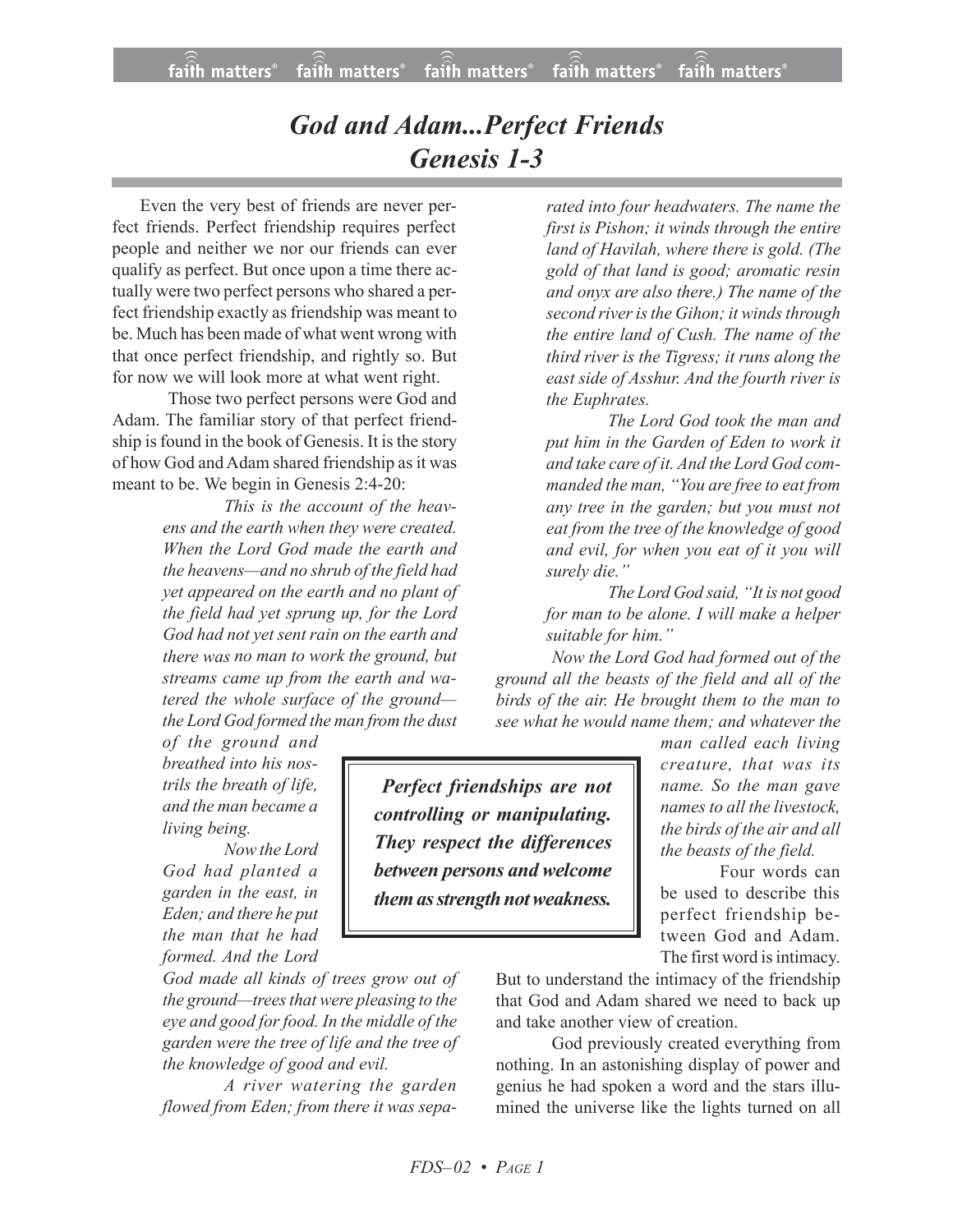# *God and Adam...Perfect Friends*
# *Genesis 1-3*

Even the very best of friends are never perfect friends. Perfect friendship requires perfect people and neither we nor our friends can ever qualify as perfect. But once upon a time there actually were two perfect persons who shared a perfect friendship exactly as friendship was meant to be. Much has been made of what went wrong with that once perfect friendship, and rightly so. But for now we will look more at what went right.

Those two perfect persons were God and Adam. The familiar story of that perfect friendship is found in the book of Genesis. It is the story of how God and Adam shared friendship as it was meant to be. We begin in Genesis 2:4-20:

> *This is the account of the heavens and the earth when they were created. When the Lord God made the earth and the heavens—and no shrub of the field had yet appeared on the earth and no plant of the field had yet sprung up, for the Lord God had not yet sent rain on the earth and there was no man to work the ground, but streams came up from the earth and watered the whole surface of the ground—the Lord God formed the man from the dust of the ground and breathed into his nostrils the breath of life, and the man became a living being.*
>
> *Now the Lord God had planted a garden in the east, in Eden; and there he put the man that he had formed. And the Lord God made all kinds of trees grow out of the ground—trees that were pleasing to the eye and good for food. In the middle of the garden were the tree of life and the tree of the knowledge of good and evil.*
>
> *A river watering the garden flowed from Eden; from there it was separated into four headwaters. The name the first is Pishon; it winds through the entire land of Havilah, where there is gold. (The gold of that land is good; aromatic resin and onyx are also there.) The name of the second river is the Gihon; it winds through the entire land of Cush. The name of the third river is the Tigress; it runs along the east side of Asshur. And the fourth river is the Euphrates.*
>
> *The Lord God took the man and put him in the Garden of Eden to work it and take care of it. And the Lord God commanded the man, "You are free to eat from any tree in the garden; but you must not eat from the tree of the knowledge of good and evil, for when you eat of it you will surely die."*
>
> *The Lord God said, "It is not good for man to be alone. I will make a helper suitable for him."*
>
> *Now the Lord God had formed out of the ground all the beasts of the field and all of the birds of the air. He brought them to the man to see what he would name them; and whatever the man called each living creature, that was its name. So the man gave names to all the livestock, the birds of the air and all the beasts of the field.*

> ***Perfect friendships are not controlling or manipulating. They respect the differences between persons and welcome them as strength not weakness.***

Four words can be used to describe this perfect friendship between God and Adam. The first word is intimacy. But to understand the intimacy of the friendship that God and Adam shared we need to back up and take another view of creation.

God previously created everything from nothing. In an astonishing display of power and genius he had spoken a word and the stars illumined the universe like the lights turned on all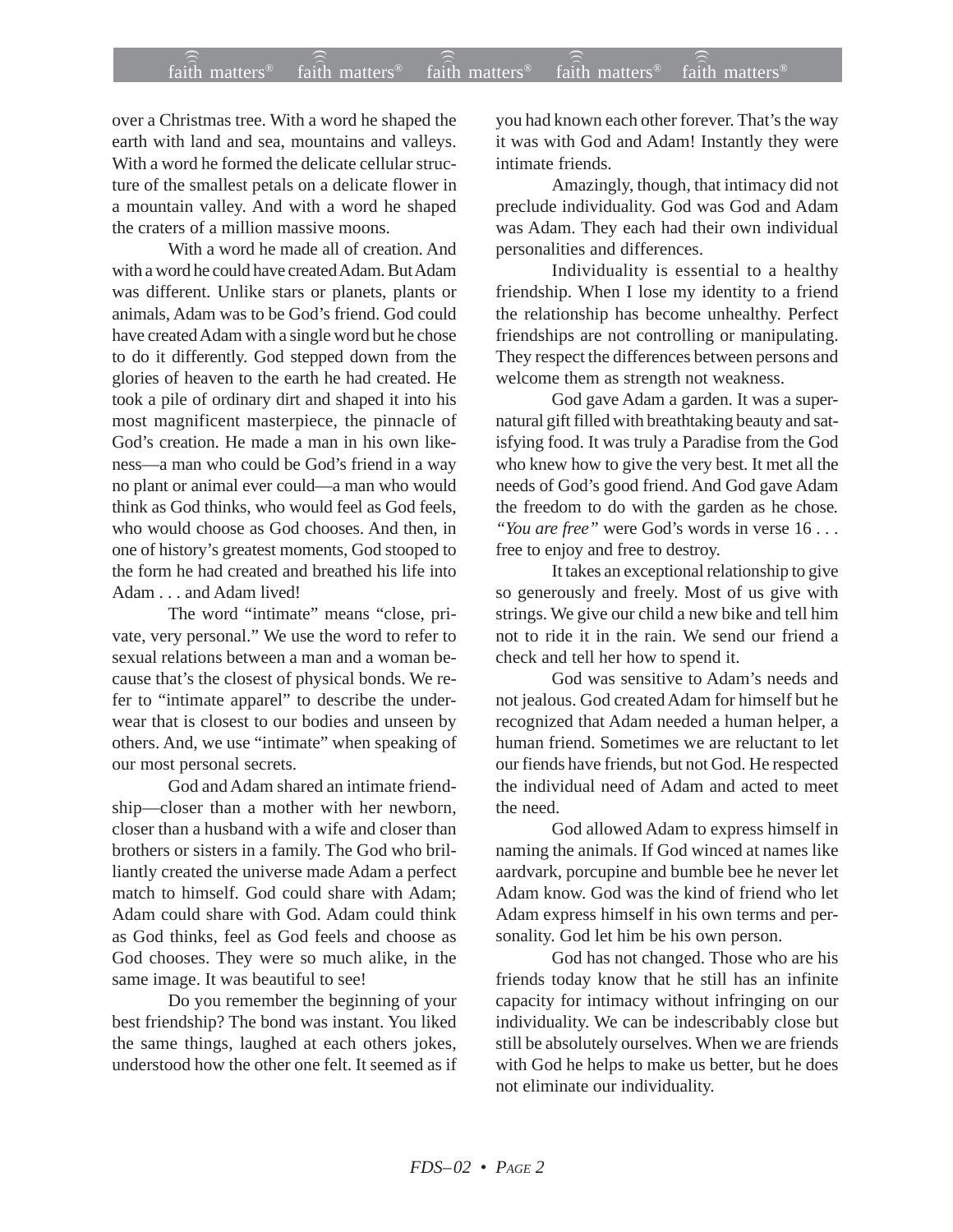over a Christmas tree. With a word he shaped the earth with land and sea, mountains and valleys. With a word he formed the delicate cellular structure of the smallest petals on a delicate flower in a mountain valley. And with a word he shaped the craters of a million massive moons.

With a word he made all of creation. And with a word he could have created Adam. But Adam was different. Unlike stars or planets, plants or animals, Adam was to be God's friend. God could have created Adam with a single word but he chose to do it differently. God stepped down from the glories of heaven to the earth he had created. He took a pile of ordinary dirt and shaped it into his most magnificent masterpiece, the pinnacle of God's creation. He made a man in his own likeness—a man who could be God's friend in a way no plant or animal ever could—a man who would think as God thinks, who would feel as God feels, who would choose as God chooses. And then, in one of history's greatest moments, God stooped to the form he had created and breathed his life into Adam . . . and Adam lived!

The word "intimate" means "close, private, very personal." We use the word to refer to sexual relations between a man and a woman because that's the closest of physical bonds. We refer to "intimate apparel" to describe the underwear that is closest to our bodies and unseen by others. And, we use "intimate" when speaking of our most personal secrets.

God and Adam shared an intimate friendship—closer than a mother with her newborn, closer than a husband with a wife and closer than brothers or sisters in a family. The God who brilliantly created the universe made Adam a perfect match to himself. God could share with Adam; Adam could share with God. Adam could think as God thinks, feel as God feels and choose as God chooses. They were so much alike, in the same image. It was beautiful to see!

Do you remember the beginning of your best friendship? The bond was instant. You liked the same things, laughed at each others jokes, understood how the other one felt. It seemed as if you had known each other forever. That's the way it was with God and Adam! Instantly they were intimate friends.

Amazingly, though, that intimacy did not preclude individuality. God was God and Adam was Adam. They each had their own individual personalities and differences.

Individuality is essential to a healthy friendship. When I lose my identity to a friend the relationship has become unhealthy. Perfect friendships are not controlling or manipulating. They respect the differences between persons and welcome them as strength not weakness.

God gave Adam a garden. It was a supernatural gift filled with breathtaking beauty and satisfying food. It was truly a Paradise from the God who knew how to give the very best. It met all the needs of God's good friend. And God gave Adam the freedom to do with the garden as he chose. *"You are free"* were God's words in verse 16 . . . free to enjoy and free to destroy.

It takes an exceptional relationship to give so generously and freely. Most of us give with strings. We give our child a new bike and tell him not to ride it in the rain. We send our friend a check and tell her how to spend it.

God was sensitive to Adam's needs and not jealous. God created Adam for himself but he recognized that Adam needed a human helper, a human friend. Sometimes we are reluctant to let our fiends have friends, but not God. He respected the individual need of Adam and acted to meet the need.

God allowed Adam to express himself in naming the animals. If God winced at names like aardvark, porcupine and bumble bee he never let Adam know. God was the kind of friend who let Adam express himself in his own terms and personality. God let him be his own person.

God has not changed. Those who are his friends today know that he still has an infinite capacity for intimacy without infringing on our individuality. We can be indescribably close but still be absolutely ourselves. When we are friends with God he helps to make us better, but he does not eliminate our individuality.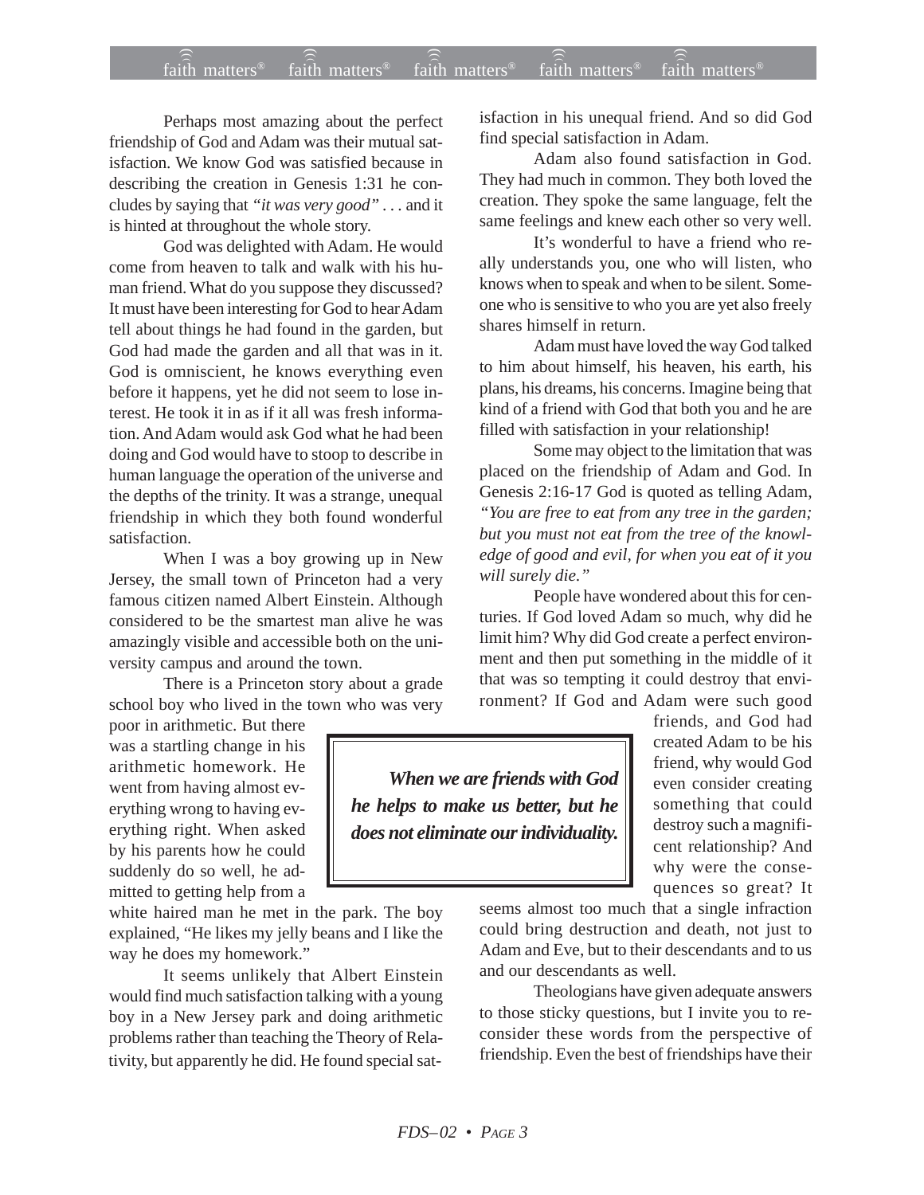Perhaps most amazing about the perfect friendship of God and Adam was their mutual satisfaction. We know God was satisfied because in describing the creation in Genesis 1:31 he concludes by saying that *"it was very good"* . . . and it is hinted at throughout the whole story.

God was delighted with Adam. He would come from heaven to talk and walk with his human friend. What do you suppose they discussed? It must have been interesting for God to hear Adam tell about things he had found in the garden, but God had made the garden and all that was in it. God is omniscient, he knows everything even before it happens, yet he did not seem to lose interest. He took it in as if it all was fresh information. And Adam would ask God what he had been doing and God would have to stoop to describe in human language the operation of the universe and the depths of the trinity. It was a strange, unequal friendship in which they both found wonderful satisfaction.

When I was a boy growing up in New Jersey, the small town of Princeton had a very famous citizen named Albert Einstein. Although considered to be the smartest man alive he was amazingly visible and accessible both on the university campus and around the town.

There is a Princeton story about a grade school boy who lived in the town who was very poor in arithmetic. But there was a startling change in his arithmetic homework. He went from having almost everything wrong to having everything right. When asked by his parents how he could suddenly do so well, he admitted to getting help from a white haired man he met in the park. The boy explained, "He likes my jelly beans and I like the way he does my homework."

It seems unlikely that Albert Einstein would find much satisfaction talking with a young boy in a New Jersey park and doing arithmetic problems rather than teaching the Theory of Relativity, but apparently he did. He found special satisfaction in his unequal friend. And so did God find special satisfaction in Adam.

Adam also found satisfaction in God. They had much in common. They both loved the creation. They spoke the same language, felt the same feelings and knew each other so very well.

It's wonderful to have a friend who really understands you, one who will listen, who knows when to speak and when to be silent. Someone who is sensitive to who you are yet also freely shares himself in return.

Adam must have loved the way God talked to him about himself, his heaven, his earth, his plans, his dreams, his concerns. Imagine being that kind of a friend with God that both you and he are filled with satisfaction in your relationship!

Some may object to the limitation that was placed on the friendship of Adam and God. In Genesis 2:16-17 God is quoted as telling Adam, *"You are free to eat from any tree in the garden; but you must not eat from the tree of the knowledge of good and evil, for when you eat of it you will surely die."*

People have wondered about this for centuries. If God loved Adam so much, why did he limit him? Why did God create a perfect environment and then put something in the middle of it that was so tempting it could destroy that environment? If God and Adam were such good friends, and God had created Adam to be his friend, why would God even consider creating something that could destroy such a magnificent relationship? And why were the consequences so great? It seems almost too much that a single infraction could bring destruction and death, not just to Adam and Eve, but to their descendants and to us and our descendants as well.

> ***When we are friends with God he helps to make us better, but he does not eliminate our individuality.***

Theologians have given adequate answers to those sticky questions, but I invite you to reconsider these words from the perspective of friendship. Even the best of friendships have their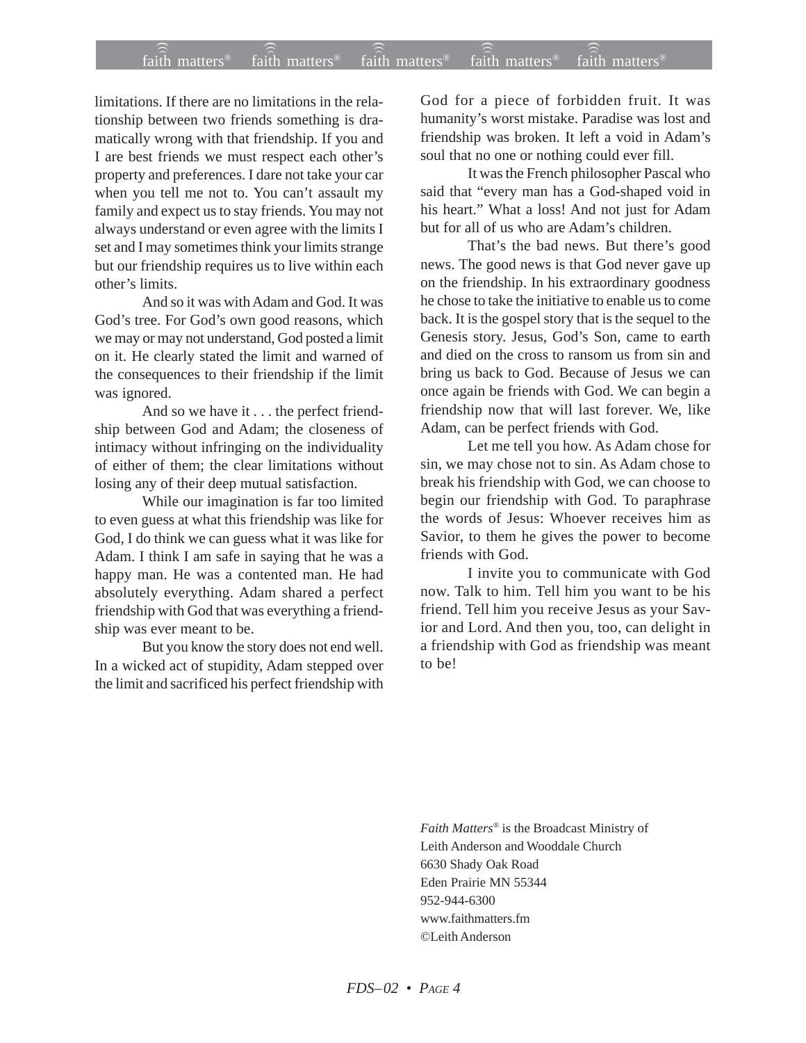limitations. If there are no limitations in the relationship between two friends something is dramatically wrong with that friendship. If you and I are best friends we must respect each other's property and preferences. I dare not take your car when you tell me not to. You can't assault my family and expect us to stay friends. You may not always understand or even agree with the limits I set and I may sometimes think your limits strange but our friendship requires us to live within each other's limits.

And so it was with Adam and God. It was God's tree. For God's own good reasons, which we may or may not understand, God posted a limit on it. He clearly stated the limit and warned of the consequences to their friendship if the limit was ignored.

And so we have it . . . the perfect friendship between God and Adam; the closeness of intimacy without infringing on the individuality of either of them; the clear limitations without losing any of their deep mutual satisfaction.

While our imagination is far too limited to even guess at what this friendship was like for God, I do think we can guess what it was like for Adam. I think I am safe in saying that he was a happy man. He was a contented man. He had absolutely everything. Adam shared a perfect friendship with God that was everything a friendship was ever meant to be.

But you know the story does not end well. In a wicked act of stupidity, Adam stepped over the limit and sacrificed his perfect friendship with God for a piece of forbidden fruit. It was humanity's worst mistake. Paradise was lost and friendship was broken. It left a void in Adam's soul that no one or nothing could ever fill.

It was the French philosopher Pascal who said that "every man has a God-shaped void in his heart." What a loss! And not just for Adam but for all of us who are Adam's children.

That's the bad news. But there's good news. The good news is that God never gave up on the friendship. In his extraordinary goodness he chose to take the initiative to enable us to come back. It is the gospel story that is the sequel to the Genesis story. Jesus, God's Son, came to earth and died on the cross to ransom us from sin and bring us back to God. Because of Jesus we can once again be friends with God. We can begin a friendship now that will last forever. We, like Adam, can be perfect friends with God.

Let me tell you how. As Adam chose for sin, we may chose not to sin. As Adam chose to break his friendship with God, we can choose to begin our friendship with God. To paraphrase the words of Jesus: Whoever receives him as Savior, to them he gives the power to become friends with God.

I invite you to communicate with God now. Talk to him. Tell him you want to be his friend. Tell him you receive Jesus as your Savior and Lord. And then you, too, can delight in a friendship with God as friendship was meant to be!

*Faith Matters*® is the Broadcast Ministry of
Leith Anderson and Wooddale Church
6630 Shady Oak Road
Eden Prairie MN 55344
952-944-6300
www.faithmatters.fm
©Leith Anderson